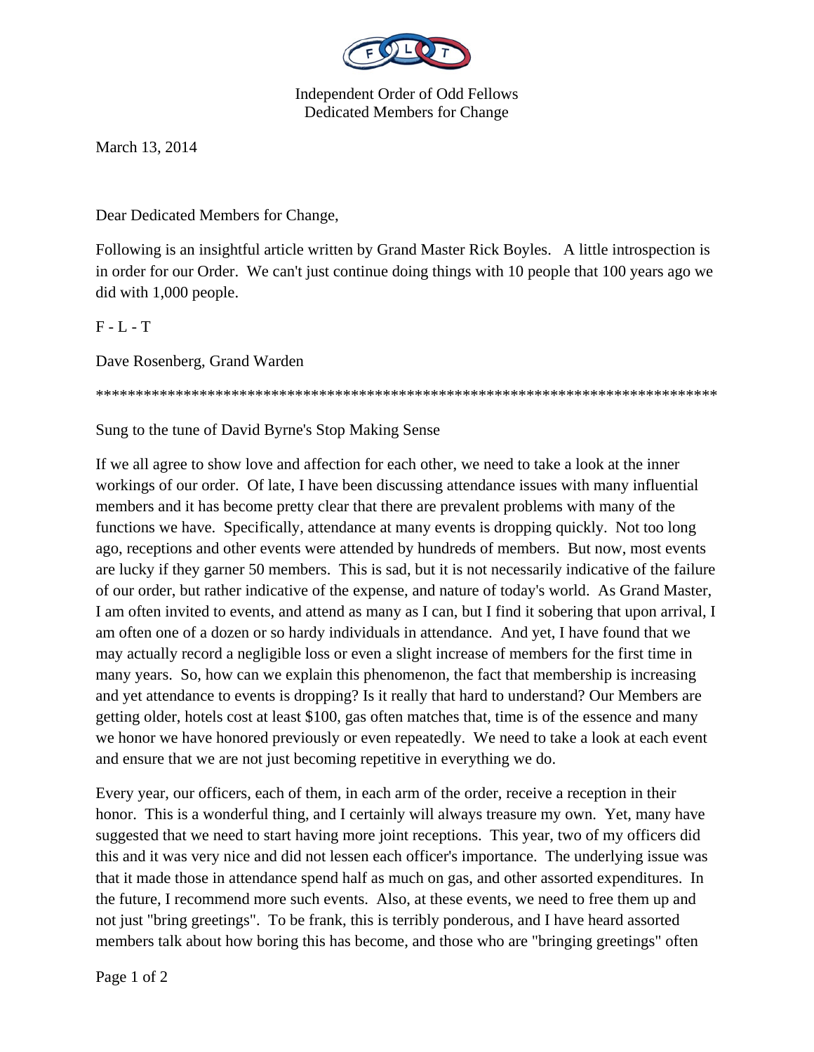Independent Order of Odd Fellows
Dedicated Members for Change

March 13, 2014

Dear Dedicated Members for Change,

Following is an insightful article written by Grand Master Rick Boyles. A little introspection is in order for our Order. We can't just continue doing things with 10 people that 100 years ago we did with 1,000 people.

F - L - T

Dave Rosenberg, Grand Warden

********************************************************************************

Sung to the tune of David Byrne's Stop Making Sense

If we all agree to show love and affection for each other, we need to take a look at the inner workings of our order. Of late, I have been discussing attendance issues with many influential members and it has become pretty clear that there are prevalent problems with many of the functions we have. Specifically, attendance at many events is dropping quickly. Not too long ago, receptions and other events were attended by hundreds of members. But now, most events are lucky if they garner 50 members. This is sad, but it is not necessarily indicative of the failure of our order, but rather indicative of the expense, and nature of today's world. As Grand Master, I am often invited to events, and attend as many as I can, but I find it sobering that upon arrival, I am often one of a dozen or so hardy individuals in attendance. And yet, I have found that we may actually record a negligible loss or even a slight increase of members for the first time in many years. So, how can we explain this phenomenon, the fact that membership is increasing and yet attendance to events is dropping? Is it really that hard to understand? Our Members are getting older, hotels cost at least $100, gas often matches that, time is of the essence and many we honor we have honored previously or even repeatedly. We need to take a look at each event and ensure that we are not just becoming repetitive in everything we do.

Every year, our officers, each of them, in each arm of the order, receive a reception in their honor. This is a wonderful thing, and I certainly will always treasure my own. Yet, many have suggested that we need to start having more joint receptions. This year, two of my officers did this and it was very nice and did not lessen each officer's importance. The underlying issue was that it made those in attendance spend half as much on gas, and other assorted expenditures. In the future, I recommend more such events. Also, at these events, we need to free them up and not just "bring greetings". To be frank, this is terribly ponderous, and I have heard assorted members talk about how boring this has become, and those who are "bringing greetings" often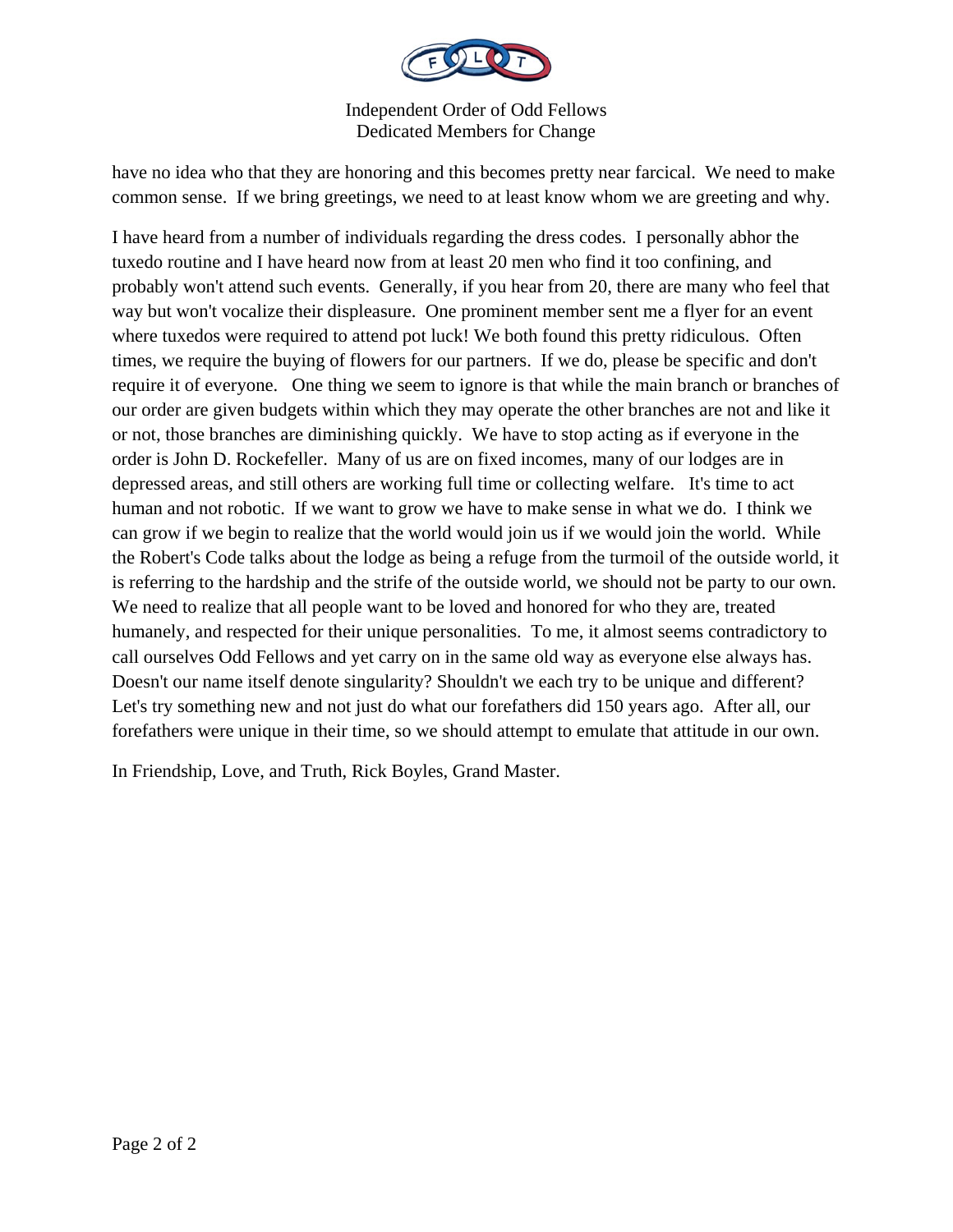have no idea who that they are honoring and this becomes pretty near farcical. We need to make common sense. If we bring greetings, we need to at least know whom we are greeting and why.

I have heard from a number of individuals regarding the dress codes. I personally abhor the tuxedo routine and I have heard now from at least 20 men who find it too confining, and probably won't attend such events. Generally, if you hear from 20, there are many who feel that way but won't vocalize their displeasure. One prominent member sent me a flyer for an event where tuxedos were required to attend pot luck! We both found this pretty ridiculous. Often times, we require the buying of flowers for our partners. If we do, please be specific and don't require it of everyone. One thing we seem to ignore is that while the main branch or branches of our order are given budgets within which they may operate the other branches are not and like it or not, those branches are diminishing quickly. We have to stop acting as if everyone in the order is John D. Rockefeller. Many of us are on fixed incomes, many of our lodges are in depressed areas, and still others are working full time or collecting welfare. It's time to act human and not robotic. If we want to grow we have to make sense in what we do. I think we can grow if we begin to realize that the world would join us if we would join the world. While the Robert's Code talks about the lodge as being a refuge from the turmoil of the outside world, it is referring to the hardship and the strife of the outside world, we should not be party to our own. We need to realize that all people want to be loved and honored for who they are, treated humanely, and respected for their unique personalities. To me, it almost seems contradictory to call ourselves Odd Fellows and yet carry on in the same old way as everyone else always has. Doesn't our name itself denote singularity? Shouldn't we each try to be unique and different? Let's try something new and not just do what our forefathers did 150 years ago. After all, our forefathers were unique in their time, so we should attempt to emulate that attitude in our own.

In Friendship, Love, and Truth, Rick Boyles, Grand Master.